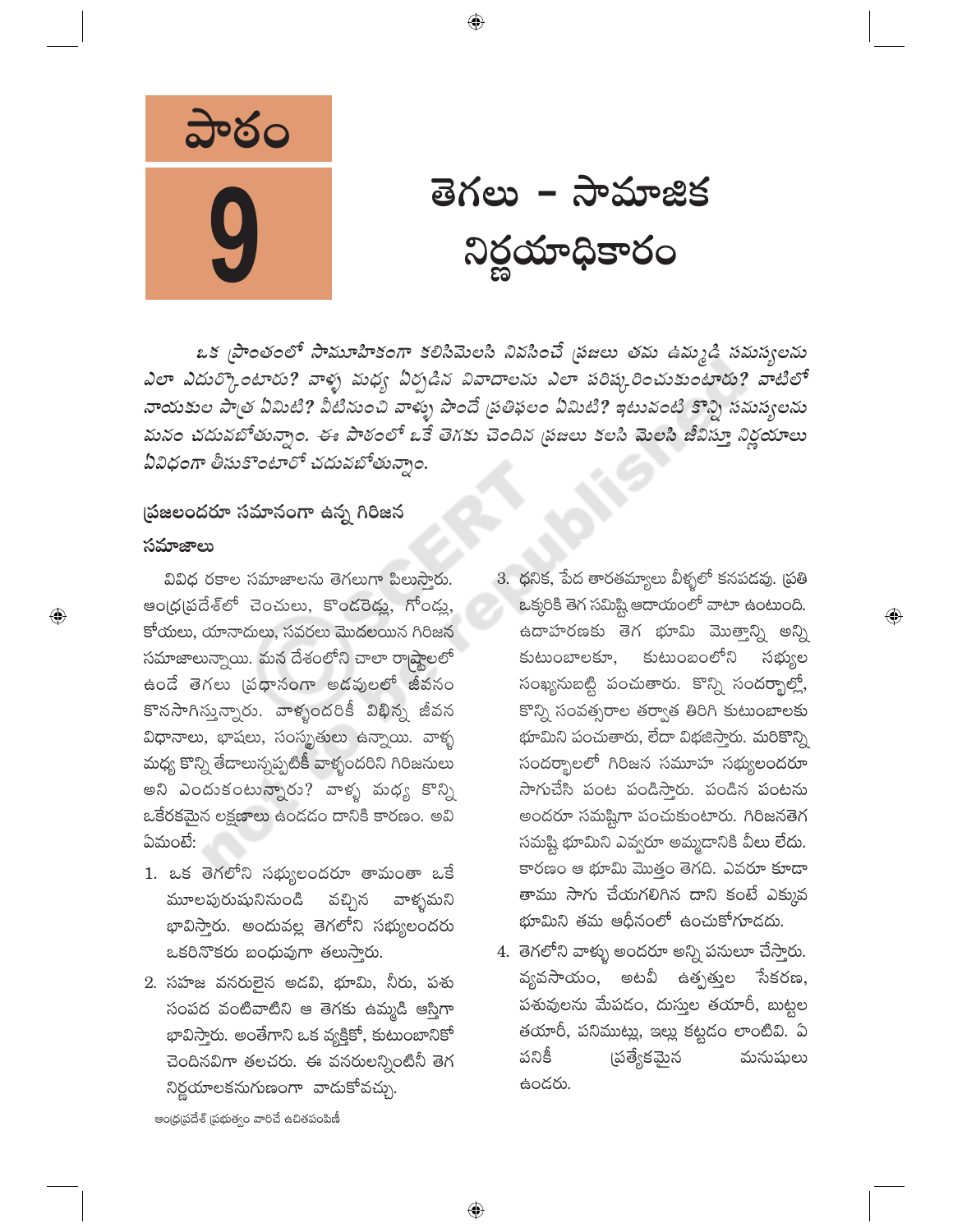# పాఠం 9

# తెగలు - సామాజిక నిర్ణయాధికారం

*ఒక ప్రాంతంలో సామూహికంగా కలిసిమెలసి నివసించే ప్రజలు తమ ఉమ్మడి సమస్యలను ఎలా ఎదుర్కొంటారు? వాళ్ళ మధ్య ఏర్పడిన వివాదాలను ఎలా పరిష్కరించుకుంటారు? వాటిలో నాయకుల పాత్ర ఏమిటి? వీటినుంచి వాళ్ళు పొందే ప్రతిఫలం ఏమిటి? ఇటువంటి కొన్ని సమస్యలను మనం చదువబోతున్నాం. ఈ పాఠంలో ఒకే తెగకు చెందిన ప్రజలు కలసి మెలసి జీవిస్తూ నిర్ణయాలు ఏవిధంగా తీసుకొంటారో చదువబోతున్నాం.*

## ప్రజలందరూ సమానంగా ఉన్న గిరిజన సమాజాలు

వివిధ రకాల సమాజాలను తెగలుగా పిలుస్తారు. ఆంధ్రప్రదేశ్‌లో చెంచులు, కొండరెడ్లు, గోండ్లు, కోయలు, యానాదులు, సవరలు మొదలయిన గిరిజన సమాజాలున్నాయి. మన దేశంలోని చాలా రాష్ట్రాలలో ఉండే తెగలు ప్రధానంగా అడవులలో జీవనం కొనసాగిస్తున్నారు. వాళ్ళందరికీ విభిన్న జీవన విధానాలు, భాషలు, సంస్కృతులు ఉన్నాయి. వాళ్ళ మధ్య కొన్ని తేడాలున్నప్పటికీ వాళ్ళందరిని గిరిజనులు అని ఎందుకంటున్నారు? వాళ్ళ మధ్య కొన్ని ఒకేరకమైన లక్షణాలు ఉండడం దానికి కారణం. అవి ఏమంటే:

1. ఒక తెగలోని సభ్యులందరూ తామంతా ఒకే మూలపురుషునినుండి వచ్చిన వాళ్ళమని భావిస్తారు. అందువల్ల తెగలోని సభ్యులందరు ఒకరినొకరు బంధువుగా తలుస్తారు.
2. సహజ వనరులైన అడవి, భూమి, నీరు, పశు సంపద వంటివాటిని ఆ తెగకు ఉమ్మడి ఆస్తిగా భావిస్తారు. అంతేగాని ఒక వ్యక్తికో, కుటుంబానికో చెందినవిగా తలచరు. ఈ వనరులన్నింటినీ తెగ నిర్ణయాలకనుగుణంగా వాడుకోవచ్చు.
3. ధనిక, పేద తారతమ్యాలు వీళ్ళలో కనపడవు. ప్రతి ఒక్కరికి తెగ సమిష్టి ఆదాయంలో వాటా ఉంటుంది. ఉదాహరణకు తెగ భూమి మొత్తాన్ని అన్ని కుటుంబాలకూ, కుటుంబంలోని సభ్యుల సంఖ్యనుబట్టి పంచుతారు. కొన్ని సందర్భాల్లో, కొన్ని సంవత్సరాల తర్వాత తిరిగి కుటుంబాలకు భూమిని పంచుతారు, లేదా విభజిస్తారు. మరికొన్ని సందర్భాలలో గిరిజన సమూహ సభ్యులందరూ సాగుచేసి పంట పండిస్తారు. పండిన పంటను అందరూ సమష్టిగా పంచుకుంటారు. గిరిజనతెగ సమష్టి భూమిని ఎవ్వరూ అమ్మడానికి వీలు లేదు. కారణం ఆ భూమి మొత్తం తెగది. ఎవరూ కూడా తాము సాగు చేయగలిగిన దాని కంటే ఎక్కువ భూమిని తమ ఆధీనంలో ఉంచుకోగూడదు.
4. తెగలోని వాళ్ళు అందరూ అన్ని పనులూ చేస్తారు. వ్యవసాయం, అటవీ ఉత్పత్తుల సేకరణ, పశువులను మేపడం, దుస్తుల తయారీ, బుట్టల తయారీ, పనిముట్లు, ఇల్లు కట్టడం లాంటివి. ఏ పనికీ ప్రత్యేకమైన మనుషులు ఉండరు.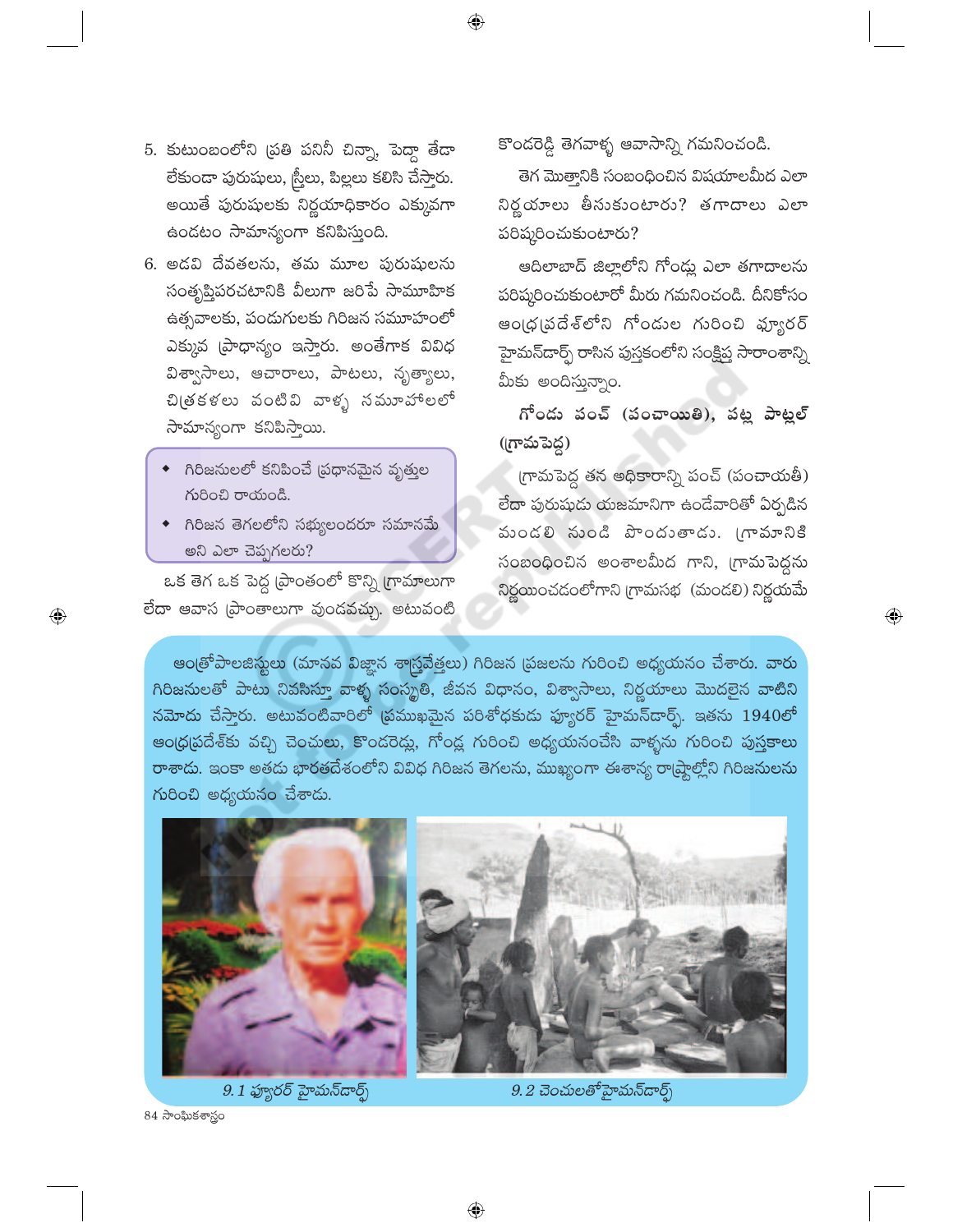5. కుటుంబంలోని ప్రతి పనినీ చిన్నా, పెద్దా తేడా లేకుండా పురుషులు, స్త్రీలు, పిల్లలు కలిసి చేస్తారు. అయితే పురుషులకు నిర్ణయాధికారం ఎక్కువగా ఉండటం సామాన్యంగా కనిపిస్తుంది.

6. అడవి దేవతలను, తమ మూల పురుషులను సంతృప్తిపరచటానికి వీలుగా జరిపే సామూహిక ఉత్సవాలకు, పండుగులకు గిరిజన సమూహంలో ఎక్కువ ప్రాధాన్యం ఇస్తారు. అంతేగాక వివిధ విశ్వాసాలు, ఆచారాలు, పాటలు, నృత్యాలు, చిత్రకళలు వంటివి వాళ్ళ సమూహాలలో సామాన్యంగా కనిపిస్తాయి.

- గిరిజనులలో కనిపించే ప్రధానమైన వృత్తుల గురించి రాయండి.
- గిరిజన తెగలలోని సభ్యులందరూ సమానమే అని ఎలా చెప్పగలరు?

ఒక తెగ ఒక పెద్ద ప్రాంతంలో కొన్ని గ్రామాలుగా లేదా ఆవాస ప్రాంతాలుగా వుండవచ్చు. అటువంటి కొండరెడ్డి తెగవాళ్ళ ఆవాసాన్ని గమనించండి.

తెగ మొత్తానికి సంబంధించిన విషయాలమీద ఎలా నిర్ణయాలు తీసుకుంటారు? తగాదాలు ఎలా పరిష్కరించుకుంటారు?

ఆదిలాబాద్ జిల్లాలోని గోండ్లు ఎలా తగాదాలను పరిష్కరించుకుంటారో మీరు గమనించండి. దీనికోసం ఆంధ్రప్రదేశ్‌లోని గోండుల గురించి ఫ్యూరర్ హైమన్‌డార్ఫ్ రాసిన పుస్తకంలోని సంక్షిప్త సారాంశాన్ని మీకు అందిస్తున్నాం.

### గోండు పంచ్ (పంచాయితి), పట్ల పాట్లల్ (గ్రామపెద్ద)

గ్రామపెద్ద తన అధికారాన్ని పంచ్ (పంచాయతీ) లేదా పురుషుడు యజమానిగా ఉండేవారితో ఏర్పడిన మండలి నుండి పొందుతాడు. గ్రామానికి సంబంధించిన అంశాలమీద గాని, గ్రామపెద్దను నిర్ణయించడంలోగాని గ్రామసభ (మండలి) నిర్ణయమే

ఆంత్రోపాలజిస్టులు (మానవ విజ్ఞాన శాస్త్రవేత్తలు) గిరిజన ప్రజలను గురించి అధ్యయనం చేశారు. వారు గిరిజనులతో పాటు నివసిస్తూ వాళ్ళ సంస్కృతి, జీవన విధానం, విశ్వాసాలు, నిర్ణయాలు మొదలైన వాటిని నమోదు చేస్తారు. అటువంటివారిలో ప్రముఖమైన పరిశోధకుడు ఫ్యూరర్ హైమన్‌డార్ఫ్. ఇతను 1940లో ఆంధ్రప్రదేశ్‌కు వచ్చి చెంచులు, కొండరెడ్లు, గోండ్ల గురించి అధ్యయనంచేసి వాళ్ళను గురించి పుస్తకాలు రాశాడు. ఇంకా అతడు భారతదేశంలోని వివిధ గిరిజన తెగలను, ముఖ్యంగా ఈశాన్య రాష్ట్రాల్లోని గిరిజనులను గురించి అధ్యయనం చేశాడు.

*9.1 ఫ్యూరర్ హైమన్‌డార్ఫ్*

*9.2 చెంచులతోహైమన్‌డార్ఫ్*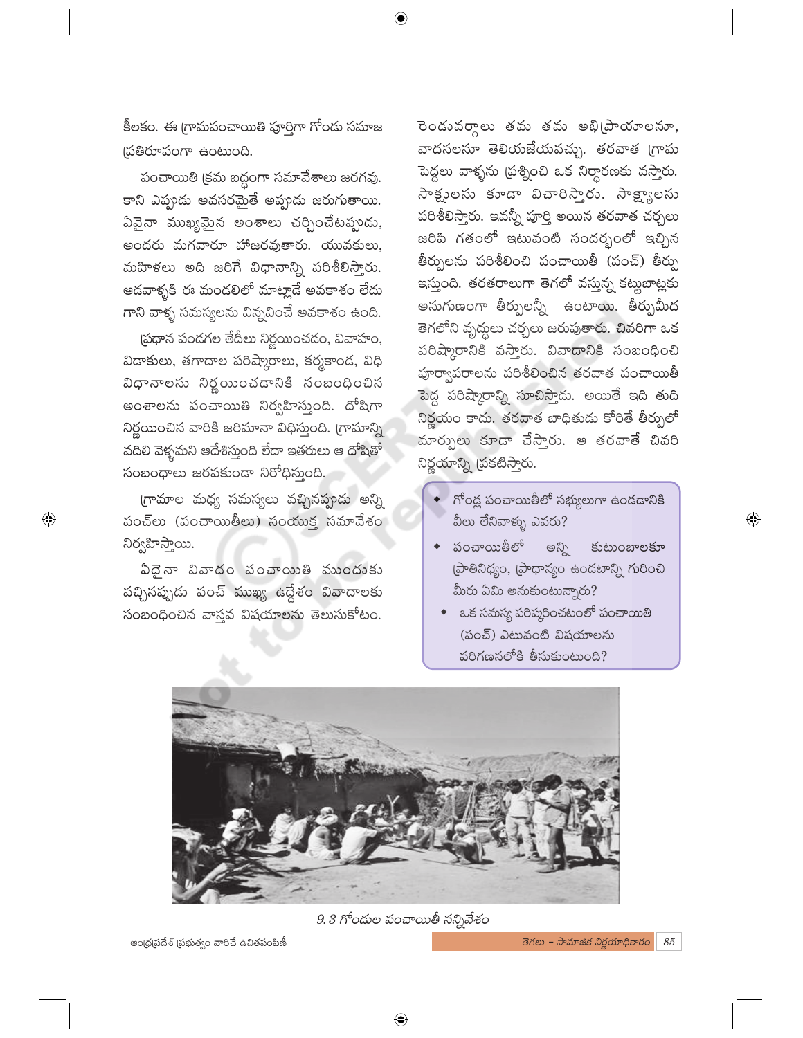కీలకం. ఈ గ్రామపంచాయితి పూర్తిగా గోండు సమాజ ప్రతిరూపంగా ఉంటుంది.

పంచాయితి క్రమ బద్ధంగా సమావేశాలు జరగవు. కాని ఎప్పుడు అవసరమైతే అప్పుడు జరుగుతాయి. ఏవైనా ముఖ్యమైన అంశాలు చర్చించేటప్పుడు, అందరు మగవారూ హాజరవుతారు. యువకులు, మహిళలు అది జరిగే విధానాన్ని పరిశీలిస్తారు. ఆడవాళ్ళకి ఈ మండలిలో మాట్లాడే అవకాశం లేదు గాని వాళ్ళ సమస్యలను విన్నవించే అవకాశం ఉంది.

ప్రధాన పండగల తేదీలు నిర్ణయించడం, వివాహం, విడాకులు, తగాదాల పరిష్కారాలు, కర్మకాండ, విధి విధానాలను నిర్ణయించడానికి సంబంధించిన అంశాలను పంచాయితి నిర్వహిస్తుంది. దోషిగా నిర్ణయించిన వారికి జరిమానా విధిస్తుంది. గ్రామాన్ని వదిలి వెళ్ళమని ఆదేశిస్తుంది లేదా ఇతరులు ఆ దోషితో సంబంధాలు జరపకుండా నిరోధిస్తుంది.

గ్రామాల మధ్య సమస్యలు వచ్చినప్పుడు అన్ని పంచ్‌లు (పంచాయితీలు) సంయుక్త సమావేశం నిర్వహిస్తాయి.

ఏదైనా వివాదం పంచాయితి ముందుకు వచ్చినప్పుడు పంచ్ ముఖ్య ఉద్దేశం వివాదాలకు సంబంధించిన వాస్తవ విషయాలను తెలుసుకోటం. రెండువర్గాలు తమ తమ అభిప్రాయాలనూ, వాదనలనూ తెలియజేయవచ్చు. తరవాత గ్రామ పెద్దలు వాళ్ళను ప్రశ్నించి ఒక నిర్ధారణకు వస్తారు. సాక్షులను కూడా విచారిస్తారు. సాక్ష్యాలను పరిశీలిస్తారు. ఇవన్నీ పూర్తి అయిన తరవాత చర్చలు జరిపి గతంలో ఇటువంటి సందర్భంలో ఇచ్చిన తీర్పులను పరిశీలించి పంచాయితీ (పంచ్) తీర్పు ఇస్తుంది. తరతరాలుగా తెగలో వస్తున్న కట్టుబాట్లకు అనుగుణంగా తీర్పులన్నీ ఉంటాయి. తీర్పుమీద తెగలోని వృద్ధులు చర్చలు జరుపుతారు. చివరిగా ఒక పరిష్కారానికి వస్తారు. వివాదానికి సంబంధించి పూర్వాపరాలను పరిశీలించిన తరవాత పంచాయితీ పెద్ద పరిష్కారాన్ని సూచిస్తాడు. అయితే ఇది తుది నిర్ణయం కాదు. తరవాత బాధితుడు కోరితే తీర్పులో మార్పులు కూడా చేస్తారు. ఆ తరవాతే చివరి నిర్ణయాన్ని ప్రకటిస్తారు.

- గోండ్ల పంచాయితీలో సభ్యులుగా ఉండడానికి వీలు లేనివాళ్ళు ఎవరు?
- పంచాయితీలో అన్ని కుటుంబాలకూ ప్రాతినిధ్యం, ప్రాధాన్యం ఉండటాన్ని గురించి మీరు ఏమి అనుకుంటున్నారు?
- ఒక సమస్య పరిష్కరించటంలో పంచాయితి (పంచ్) ఎటువంటి విషయాలను పరిగణనలోకి తీసుకుంటుంది?

*9.3 గోండుల పంచాయితీ సన్నివేశం*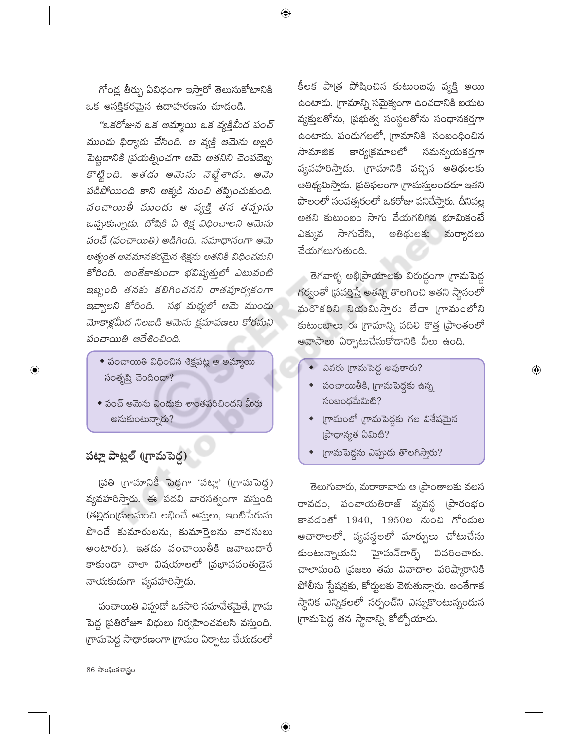గోండ్ల తీర్పు ఏవిధంగా ఇస్తారో తెలుసుకోటానికి ఒక ఆసక్తికరమైన ఉదాహరణను చూడండి.

*"ఒకరోజున ఒక అమ్మాయి ఒక వ్యక్తిమీద పంచ్ ముందు ఫిర్యాదు చేసింది. ఆ వ్యక్తి ఆమెను అల్లరి పెట్టడానికి ప్రయత్నించగా ఆమె అతనిని చెంపదెబ్బ కొట్టింది. అతడు ఆమెను నెట్టేశాడు. ఆమె పడిపోయింది కాని అక్కడి నుంచి తప్పించుకుంది. పంచాయితీ ముందు ఆ వ్యక్తి తన తప్పును ఒప్పుకున్నాడు. దోషికి ఏ శిక్ష విధించాలని ఆమెను పంచ్ (పంచాయితీ) అడిగింది. సమాధానంగా ఆమె అత్యంత అవమానకరమైన శిక్షను అతనికి విధించమని కోరింది. అంతేకాకుండా భవిష్యత్తులో ఎటువంటి ఇబ్బంది తనకు కలిగించనని రాతపూర్వకంగా ఇవ్వాలని కోరింది. సభ మధ్యలో ఆమె ముందు మోకాళ్లమీద నిలబడి ఆమెను క్షమాపణలు కోరమని పంచాయితీ ఆదేశించింది.*

- పంచాయితీ విధించిన శిక్షపట్ల ఆ అమ్మాయి సంతృప్తి చెందిందా?
- పంచ్ ఆమెను ఎందుకు శాంతపరిచిందని మీరు అనుకుంటున్నారు?

## పట్లా పాట్లల్ (గ్రామపెద్ద)

ప్రతి గ్రామానికీ పెద్దగా 'పట్లా' (గ్రామపెద్ద) వ్యవహరిస్తారు. ఈ పదవి వారసత్వంగా వస్తుంది (తల్లిదండ్రులనుంచి లభించే ఆస్తులు, ఇంటిపేరును పొందే కుమారులను, కుమార్తెలను వారసులు అంటారు). ఇతడు పంచాయితీకి జవాబుదారే కాకుండా చాలా విషయాలలో ప్రభావవంతుడైన నాయకుడుగా వ్యవహరిస్తాడు.

పంచాయితీ ఎప్పుడో ఒకసారి సమావేశమైతే, గ్రామ పెద్ద ప్రతిరోజూ విధులు నిర్వహించవలసి వస్తుంది. గ్రామపెద్ద సాధారణంగా గ్రామం ఏర్పాటు చేయడంలో కీలక పాత్ర పోషించిన కుటుంబపు వ్యక్తి అయి ఉంటాడు. గ్రామాన్ని సమైక్యంగా ఉంచడానికి బయట వ్యక్తులతోను, ప్రభుత్వ సంస్థలతోను సంధానకర్తగా ఉంటాడు. పండుగలలో, గ్రామానికి సంబంధించిన సామాజిక కార్యక్రమాలలో సమన్వయకర్తగా వ్యవహరిస్తాడు. గ్రామానికి వచ్చిన అతిథులకు ఆతిథ్యమిస్తాడు. ప్రతిఫలంగా గ్రామస్తులందరూ ఇతని పొలంలో సంవత్సరంలో ఒకరోజు పనిచేస్తారు. దీనివల్ల అతని కుటుంబం సాగు చేయగలిగిన భూమికంటే ఎక్కువ సాగుచేసి, అతిథులకు మర్యాదలు చేయగలుగుతుంది.

తెగవాళ్ళ అభిప్రాయాలకు విరుద్ధంగా గ్రామపెద్ద గర్వంతో ప్రవర్తిస్తే అతన్ని తొలగించి అతని స్థానంలో మరొకరిని నియమిస్తారు లేదా గ్రామంలోని కుటుంబాలు ఈ గ్రామాన్ని వదిలి కొత్త ప్రాంతంలో ఆవాసాలు ఏర్పాటుచేసుకోడానికి వీలు ఉంది.

- ఎవరు గ్రామపెద్ద అవుతారు?
- పంచాయితీకి, గ్రామపెద్దకు ఉన్న సంబంధమేమిటి?
- గ్రామంలో గ్రామపెద్దకు గల విశేషమైన ప్రాధాన్యత ఏమిటి?
- గ్రామపెద్దను ఎప్పుడు తొలగిస్తారు?

తెలుగువారు, మరాఠావారు ఆ ప్రాంతాలకు వలస రావడం, పంచాయతిరాజ్ వ్యవస్థ ప్రారంభం కావడంతో 1940, 1950ల నుంచి గోండుల ఆచారాలలో, వ్యవస్థలలో మార్పులు చోటుచేసు కుంటున్నాయని హైమన్‌డార్ఫ్ వివరించారు. చాలామంది ప్రజలు తమ వివాదాల పరిష్కారానికి పోలీసు స్టేషన్లకు, కోర్టులకు వెళుతున్నారు. అంతేగాక స్థానిక ఎన్నికలలో సర్పంచ్‌ని ఎన్నుకొంటున్నందున గ్రామపెద్ద తన స్థానాన్ని కోల్పోయాడు.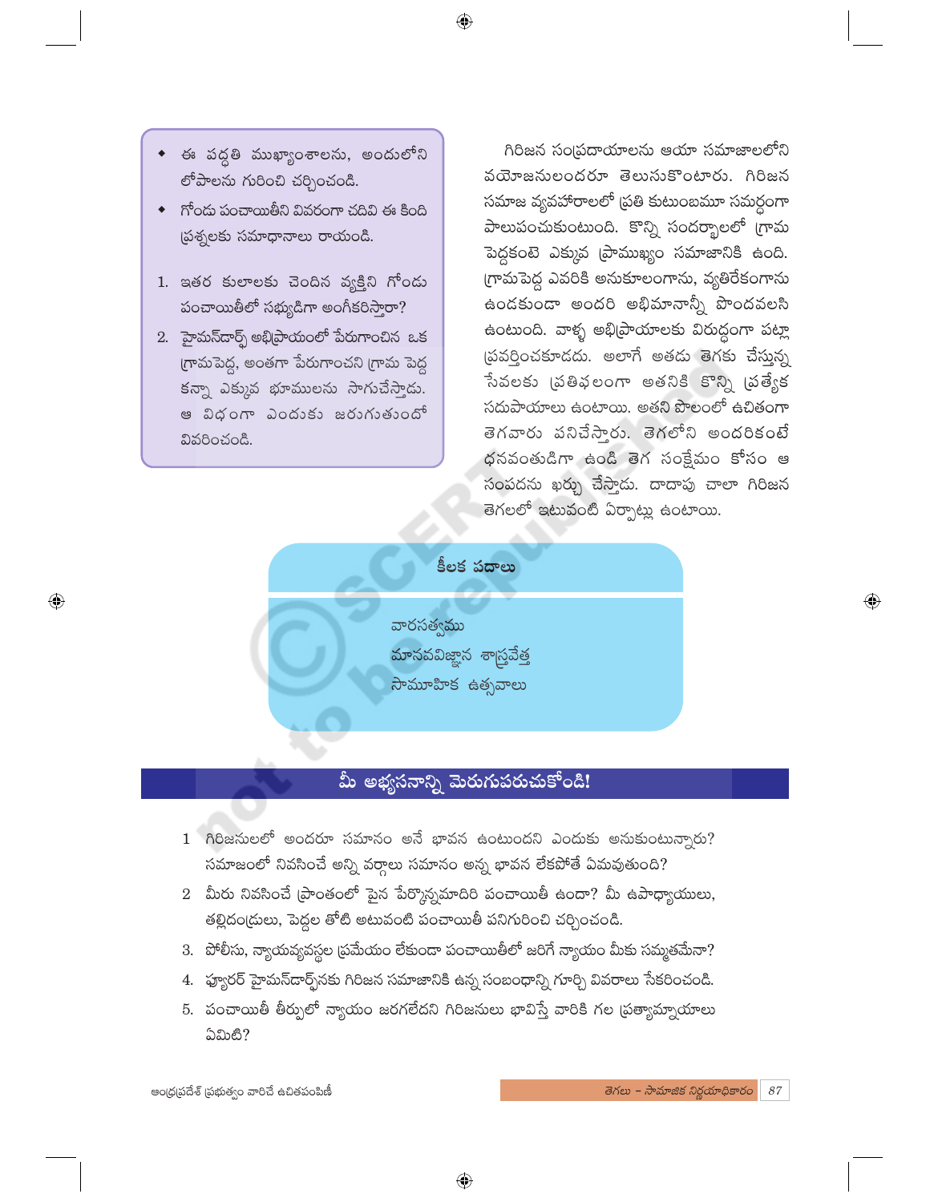- ఈ పద్ధతి ముఖ్యాంశాలను, అందులోని లోపాలను గురించి చర్చించండి.
- గోండు పంచాయితీని వివరంగా చదివి ఈ కింది ప్రశ్నలకు సమాధానాలు రాయండి.

1. ఇతర కులాలకు చెందిన వ్యక్తిని గోండు పంచాయితీలో సభ్యుడిగా అంగీకరిస్తారా?
2. హైమన్‌డార్ఫ్ అభిప్రాయంలో పేరుగాంచిన ఒక గ్రామపెద్ద, అంతగా పేరుగాంచని గ్రామ పెద్ద కన్నా ఎక్కువ భూములను సాగుచేస్తాడు. ఆ విధంగా ఎందుకు జరుగుతుందో వివరించండి.

గిరిజన సంప్రదాయాలను ఆయా సమాజాలలోని వయోజనులందరూ తెలుసుకొంటారు. గిరిజన సమాజ వ్యవహారాలలో ప్రతి కుటుంబమూ సమర్ధంగా పాలుపంచుకుంటుంది. కొన్ని సందర్భాలలో గ్రామ పెద్దకంటె ఎక్కువ ప్రాముఖ్యం సమాజానికి ఉంది. గ్రామపెద్ద ఎవరికి అనుకూలంగాను, వ్యతిరేకంగాను ఉండకుండా అందరి అభిమానాన్నీ పొందవలసి ఉంటుంది. వాళ్ళ అభిప్రాయాలకు విరుద్ధంగా పట్లా ప్రవర్తించకూడదు. అలాగే అతడు తెగకు చేస్తున్న సేవలకు ప్రతిఫలంగా అతనికి కొన్ని ప్రత్యేక సదుపాయాలు ఉంటాయి. అతని పొలంలో ఉచితంగా తెగవారు పనిచేస్తారు. తెగలోని అందరికంటే ధనవంతుడిగా ఉండి తెగ సంక్షేమం కోసం ఆ సంపదను ఖర్చు చేస్తాడు. దాదాపు చాలా గిరిజన తెగలలో ఇటువంటి ఏర్పాట్లు ఉంటాయి.

## కీలక పదాలు

వారసత్వము

మానవవిజ్ఞాన శాస్త్రవేత్త

సామూహిక ఉత్సవాలు

## మీ అభ్యసనాన్ని మెరుగుపరుచుకోండి!

1 గిరిజనులలో అందరూ సమానం అనే భావన ఉంటుందని ఎందుకు అనుకుంటున్నారు? సమాజంలో నివసించే అన్ని వర్గాలు సమానం అన్న భావన లేకపోతే ఏమవుతుంది?

2 మీరు నివసించే ప్రాంతంలో పైన పేర్కొన్నమాదిరి పంచాయితీ ఉందా? మీ ఉపాధ్యాయులు, తల్లిదండ్రులు, పెద్దల తోటి అటువంటి పంచాయితీ పనిగురించి చర్చించండి.

3. పోలీసు, న్యాయవ్యవస్థల ప్రమేయం లేకుండా పంచాయితీలో జరిగే న్యాయం మీకు సమ్మతమేనా?

4. ప్యూరర్ హైమన్‌డార్ఫ్‌నకు గిరిజన సమాజానికి ఉన్న సంబంధాన్ని గూర్చి వివరాలు సేకరించండి.

5. పంచాయితీ తీర్పులో న్యాయం జరగలేదని గిరిజనులు భావిస్తే వారికి గల ప్రత్యామ్నాయాలు ఏమిటి?